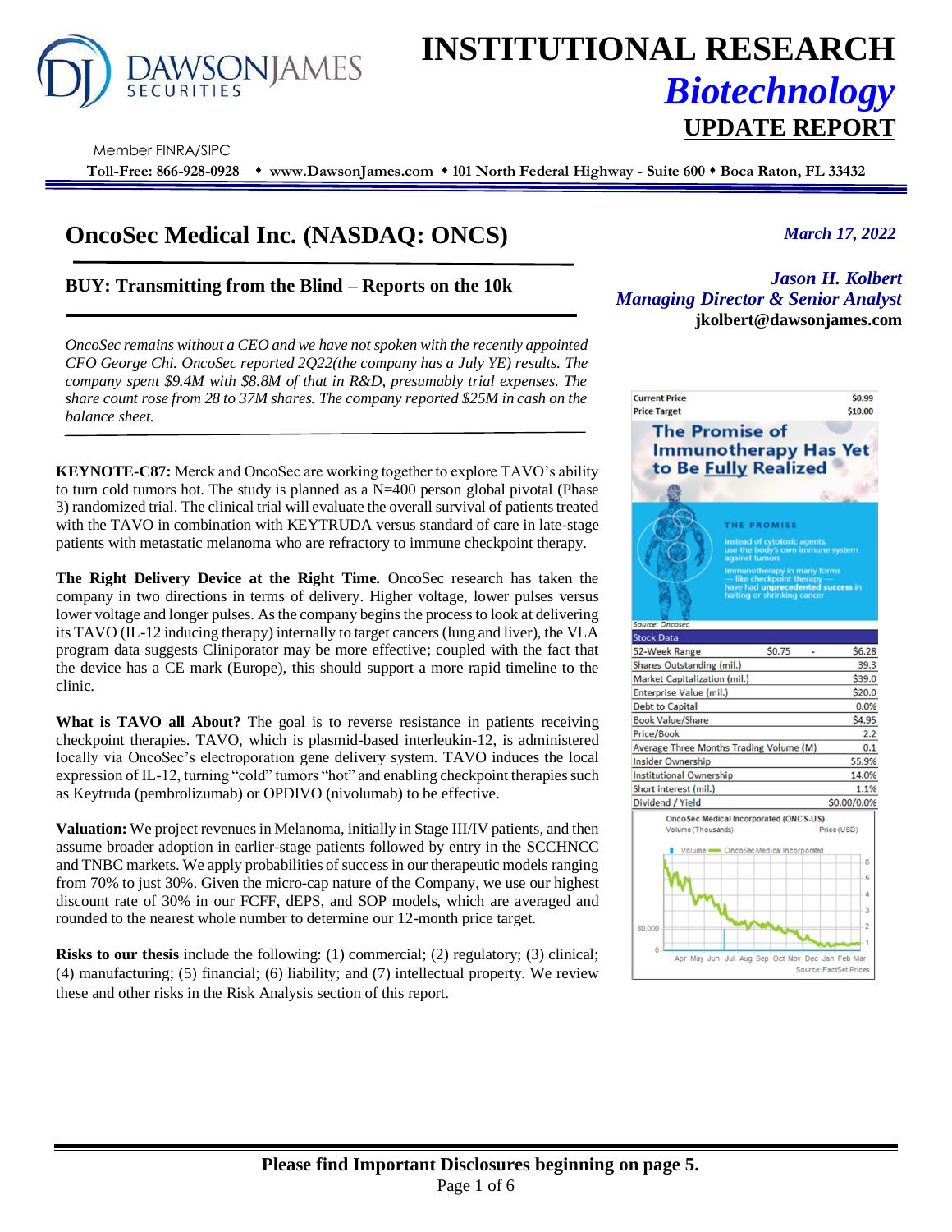# INSTITUTIONAL RESEARCH

## *Biotechnology*

## UPDATE REPORT

Member FINRA/SIPC

**Toll-Free: 866-928-0928 ♦ www.DawsonJames.com ♦ 101 North Federal Highway - Suite 600 ♦ Boca Raton, FL 33432**

# OncoSec Medical Inc. (NASDAQ: ONCS)

*March 17, 2022*

## BUY: Transmitting from the Blind – Reports on the 10k

***Jason H. Kolbert***
***Managing Director & Senior Analyst***
**jkolbert@dawsonjames.com**

*OncoSec remains without a CEO and we have not spoken with the recently appointed CFO George Chi. OncoSec reported 2Q22(the company has a July YE) results. The company spent $9.4M with $8.8M of that in R&D, presumably trial expenses. The share count rose from 28 to 37M shares. The company reported $25M in cash on the balance sheet.*

**KEYNOTE-C87:** Merck and OncoSec are working together to explore TAVO's ability to turn cold tumors hot. The study is planned as a N=400 person global pivotal (Phase 3) randomized trial. The clinical trial will evaluate the overall survival of patients treated with the TAVO in combination with KEYTRUDA versus standard of care in late-stage patients with metastatic melanoma who are refractory to immune checkpoint therapy.

**The Right Delivery Device at the Right Time.** OncoSec research has taken the company in two directions in terms of delivery. Higher voltage, lower pulses versus lower voltage and longer pulses. As the company begins the process to look at delivering its TAVO (IL-12 inducing therapy) internally to target cancers (lung and liver), the VLA program data suggests Cliniporator may be more effective; coupled with the fact that the device has a CE mark (Europe), this should support a more rapid timeline to the clinic.

**What is TAVO all About?** The goal is to reverse resistance in patients receiving checkpoint therapies. TAVO, which is plasmid-based interleukin-12, is administered locally via OncoSec's electroporation gene delivery system. TAVO induces the local expression of IL-12, turning "cold" tumors "hot" and enabling checkpoint therapies such as Keytruda (pembrolizumab) or OPDIVO (nivolumab) to be effective.

**Valuation:** We project revenues in Melanoma, initially in Stage III/IV patients, and then assume broader adoption in earlier-stage patients followed by entry in the SCCHNCC and TNBC markets. We apply probabilities of success in our therapeutic models ranging from 70% to just 30%. Given the micro-cap nature of the Company, we use our highest discount rate of 30% in our FCFF, dEPS, and SOP models, which are averaged and rounded to the nearest whole number to determine our 12-month price target.

**Risks to our thesis** include the following: (1) commercial; (2) regulatory; (3) clinical; (4) manufacturing; (5) financial; (6) liability; and (7) intellectual property. We review these and other risks in the Risk Analysis section of this report.

| | |
|---|---|
| **Current Price** | **$0.99** |
| **Price Target** | **$10.00** |

**The Promise of Immunotherapy Has Yet to Be Fully Realized**

THE PROMISE

Instead of cytotoxic agents, use the body's own immune system against tumors

Immunotherapy in many forms — like checkpoint therapy — have had **unprecedented success** in halting or shrinking cancer

Source: Oncosec

| Stock Data | |
|---|---|
| 52-Week Range | $0.75 - $6.28 |
| Shares Outstanding (mil.) | 39.3 |
| Market Capitalization (mil.) | $39.0 |
| Enterprise Value (mil.) | $20.0 |
| Debt to Capital | 0.0% |
| Book Value/Share | $4.95 |
| Price/Book | 2.2 |
| Average Three Months Trading Volume (M) | 0.1 |
| Insider Ownership | 55.9% |
| Institutional Ownership | 14.0% |
| Short interest (mil.) | 1.1% |
| Dividend / Yield | $0.00/0.0% |

OncoSec Medical Incorporated (ONCS-US)

Source: FactSet Prices

**Please find Important Disclosures beginning on page 5.**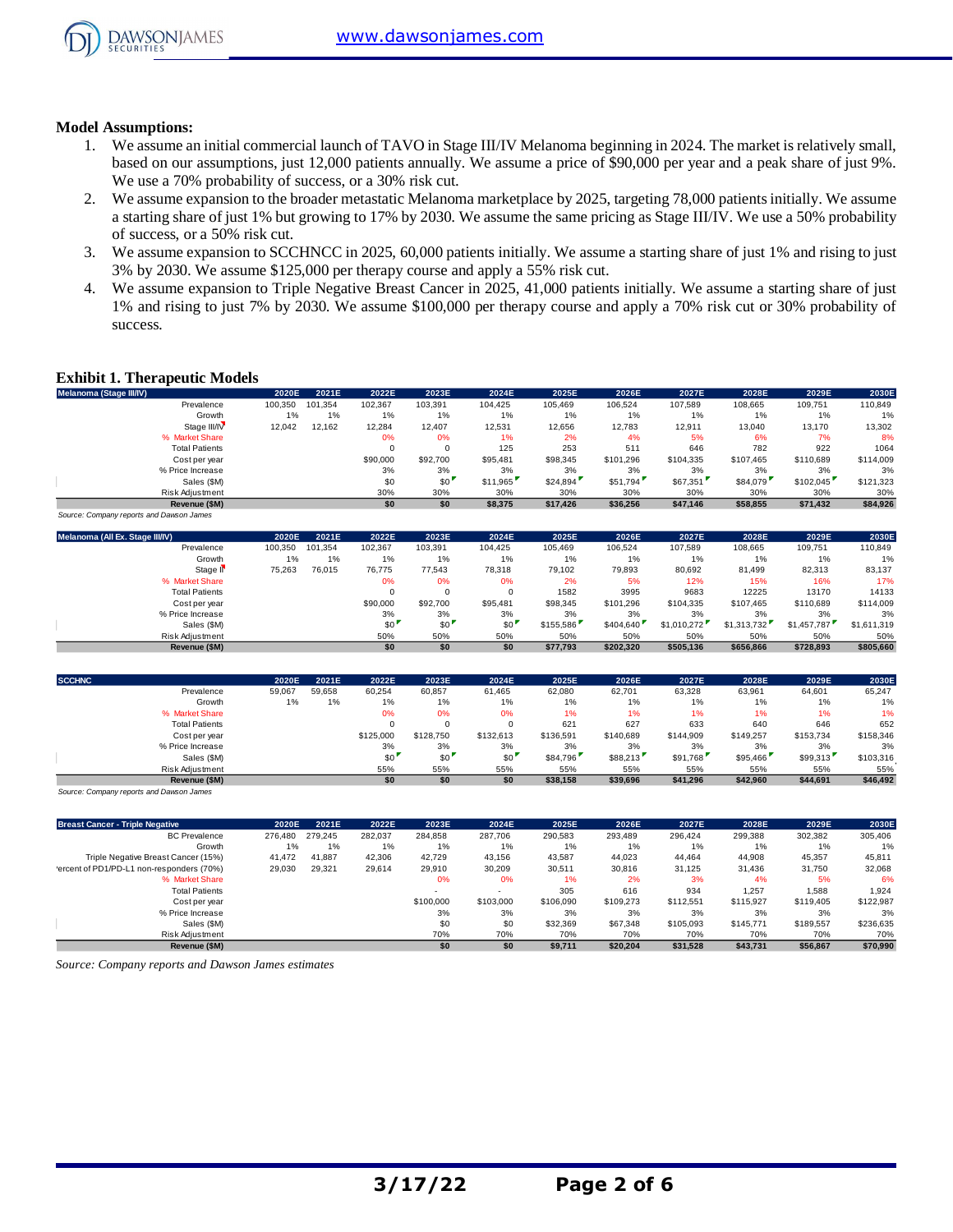**Model Assumptions:**

1. We assume an initial commercial launch of TAVO in Stage III/IV Melanoma beginning in 2024. The market is relatively small, based on our assumptions, just 12,000 patients annually. We assume a price of $90,000 per year and a peak share of just 9%. We use a 70% probability of success, or a 30% risk cut.
2. We assume expansion to the broader metastatic Melanoma marketplace by 2025, targeting 78,000 patients initially. We assume a starting share of just 1% but growing to 17% by 2030. We assume the same pricing as Stage III/IV. We use a 50% probability of success, or a 50% risk cut.
3. We assume expansion to SCCHNCC in 2025, 60,000 patients initially. We assume a starting share of just 1% and rising to just 3% by 2030. We assume $125,000 per therapy course and apply a 55% risk cut.
4. We assume expansion to Triple Negative Breast Cancer in 2025, 41,000 patients initially. We assume a starting share of just 1% and rising to just 7% by 2030. We assume $100,000 per therapy course and apply a 70% risk cut or 30% probability of success.

**Exhibit 1. Therapeutic Models**

| Melanoma (Stage III/IV) | 2020E | 2021E | 2022E | 2023E | 2024E | 2025E | 2026E | 2027E | 2028E | 2029E | 2030E |
|---|---|---|---|---|---|---|---|---|---|---|---|
| Prevalence | 100,350 | 101,354 | 102,367 | 103,391 | 104,425 | 105,469 | 106,524 | 107,589 | 108,665 | 109,751 | 110,849 |
| Growth | 1% | 1% | 1% | 1% | 1% | 1% | 1% | 1% | 1% | 1% | 1% |
| Stage III/IV | 12,042 | 12,162 | 12,284 | 12,407 | 12,531 | 12,656 | 12,783 | 12,911 | 13,040 | 13,170 | 13,302 |
| % Market Share | | | 0% | 0% | 1% | 2% | 4% | 5% | 6% | 7% | 8% |
| Total Patients | | | 0 | 0 | 125 | 253 | 511 | 646 | 782 | 922 | 1064 |
| Cost per year | | | $90,000 | $92,700 | $95,481 | $98,345 | $101,296 | $104,335 | $107,465 | $110,689 | $114,009 |
| % Price Increase | | | 3% | 3% | 3% | 3% | 3% | 3% | 3% | 3% | 3% |
| Sales ($M) | | | $0 | $0 | $11,965 | $24,894 | $51,794 | $67,351 | $84,079 | $102,045 | $121,323 |
| Risk Adjustment | | | 30% | 30% | 30% | 30% | 30% | 30% | 30% | 30% | 30% |
| **Revenue ($M)** | | | **$0** | **$0** | **$8,375** | **$17,426** | **$36,256** | **$47,146** | **$58,855** | **$71,432** | **$84,926** |

*Source: Company reports and Dawson James*

| Melanoma (All Ex. Stage III/IV) | 2020E | 2021E | 2022E | 2023E | 2024E | 2025E | 2026E | 2027E | 2028E | 2029E | 2030E |
|---|---|---|---|---|---|---|---|---|---|---|---|
| Prevalence | 100,350 | 101,354 | 102,367 | 103,391 | 104,425 | 105,469 | 106,524 | 107,589 | 108,665 | 109,751 | 110,849 |
| Growth | 1% | 1% | 1% | 1% | 1% | 1% | 1% | 1% | 1% | 1% | 1% |
| Stage II | 75,263 | 76,015 | 76,775 | 77,543 | 78,318 | 79,102 | 79,893 | 80,692 | 81,499 | 82,313 | 83,137 |
| % Market Share | | | 0% | 0% | 0% | 2% | 5% | 12% | 15% | 16% | 17% |
| Total Patients | | | 0 | 0 | 0 | 1582 | 3995 | 9683 | 12225 | 13170 | 14133 |
| Cost per year | | | $90,000 | $92,700 | $95,481 | $98,345 | $101,296 | $104,335 | $107,465 | $110,689 | $114,009 |
| % Price Increase | | | 3% | 3% | 3% | 3% | 3% | 3% | 3% | 3% | 3% |
| Sales ($M) | | | $0 | $0 | $0 | $155,586 | $404,640 | $1,010,272 | $1,313,732 | $1,457,787 | $1,611,319 |
| Risk Adjustment | | | 50% | 50% | 50% | 50% | 50% | 50% | 50% | 50% | 50% |
| **Revenue ($M)** | | | **$0** | **$0** | **$0** | **$77,793** | **$202,320** | **$505,136** | **$656,866** | **$728,893** | **$805,660** |

| SCCHNC | 2020E | 2021E | 2022E | 2023E | 2024E | 2025E | 2026E | 2027E | 2028E | 2029E | 2030E |
|---|---|---|---|---|---|---|---|---|---|---|---|
| Prevalence | 59,067 | 59,658 | 60,254 | 60,857 | 61,465 | 62,080 | 62,701 | 63,328 | 63,961 | 64,601 | 65,247 |
| Growth | 1% | 1% | 1% | 1% | 1% | 1% | 1% | 1% | 1% | 1% | 1% |
| % Market Share | | | 0% | 0% | 0% | 1% | 1% | 1% | 1% | 1% | 1% |
| Total Patients | | | 0 | 0 | 0 | 621 | 627 | 633 | 640 | 646 | 652 |
| Cost per year | | | $125,000 | $128,750 | $132,613 | $136,591 | $140,689 | $144,909 | $149,257 | $153,734 | $158,346 |
| % Price Increase | | | 3% | 3% | 3% | 3% | 3% | 3% | 3% | 3% | 3% |
| Sales ($M) | | | $0 | $0 | $0 | $84,796 | $88,213 | $91,768 | $95,466 | $99,313 | $103,316 |
| Risk Adjustment | | | 55% | 55% | 55% | 55% | 55% | 55% | 55% | 55% | 55% |
| **Revenue ($M)** | | | **$0** | **$0** | **$0** | **$38,158** | **$39,696** | **$41,296** | **$42,960** | **$44,691** | **$46,492** |

*Source: Company reports and Dawson James*

| Breast Cancer - Triple Negative | 2020E | 2021E | 2022E | 2023E | 2024E | 2025E | 2026E | 2027E | 2028E | 2029E | 2030E |
|---|---|---|---|---|---|---|---|---|---|---|---|
| BC Prevalence | 276,480 | 279,245 | 282,037 | 284,858 | 287,706 | 290,583 | 293,489 | 296,424 | 299,388 | 302,382 | 305,406 |
| Growth | 1% | 1% | 1% | 1% | 1% | 1% | 1% | 1% | 1% | 1% | 1% |
| Triple Negative Breast Cancer (15%) | 41,472 | 41,887 | 42,306 | 42,729 | 43,156 | 43,587 | 44,023 | 44,464 | 44,908 | 45,357 | 45,811 |
| Percent of PD1/PD-L1 non-responders (70%) | 29,030 | 29,321 | 29,614 | 29,910 | 30,209 | 30,511 | 30,816 | 31,125 | 31,436 | 31,750 | 32,068 |
| % Market Share | | | | 0% | 0% | 1% | 2% | 3% | 4% | 5% | 6% |
| Total Patients | | | | - | - | 305 | 616 | 934 | 1,257 | 1,588 | 1,924 |
| Cost per year | | | | $100,000 | $103,000 | $106,090 | $109,273 | $112,551 | $115,927 | $119,405 | $122,987 |
| % Price Increase | | | | 3% | 3% | 3% | 3% | 3% | 3% | 3% | 3% |
| Sales ($M) | | | | $0 | $0 | $32,369 | $67,348 | $105,093 | $145,771 | $189,557 | $236,635 |
| Risk Adjustment | | | | 70% | 70% | 70% | 70% | 70% | 70% | 70% | 70% |
| **Revenue ($M)** | | | | **$0** | **$0** | **$9,711** | **$20,204** | **$31,528** | **$43,731** | **$56,867** | **$70,990** |

*Source: Company reports and Dawson James estimates*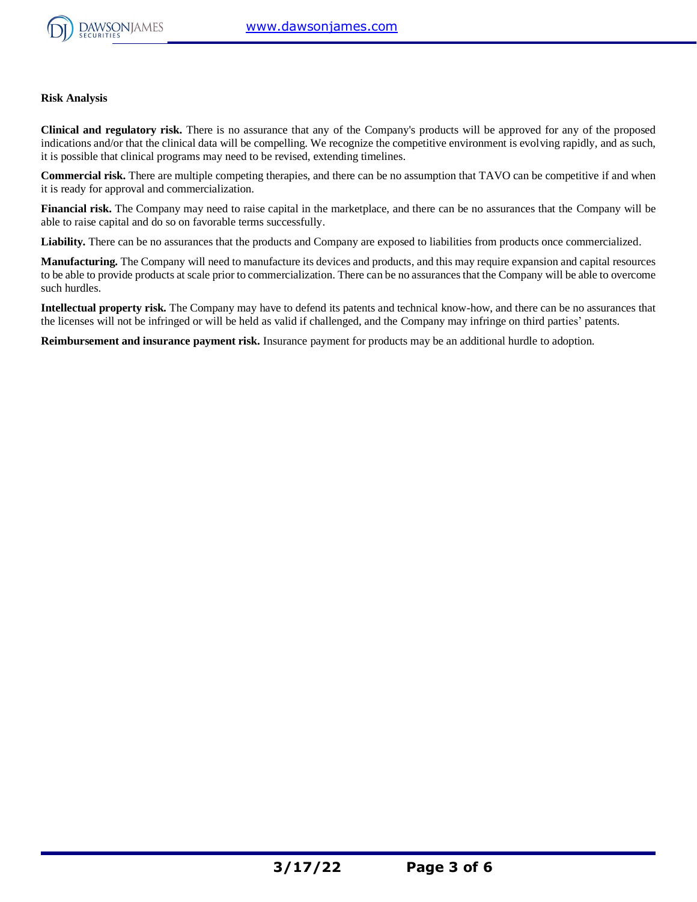**Risk Analysis**

**Clinical and regulatory risk.** There is no assurance that any of the Company's products will be approved for any of the proposed indications and/or that the clinical data will be compelling. We recognize the competitive environment is evolving rapidly, and as such, it is possible that clinical programs may need to be revised, extending timelines.

**Commercial risk.** There are multiple competing therapies, and there can be no assumption that TAVO can be competitive if and when it is ready for approval and commercialization.

**Financial risk.** The Company may need to raise capital in the marketplace, and there can be no assurances that the Company will be able to raise capital and do so on favorable terms successfully.

**Liability.** There can be no assurances that the products and Company are exposed to liabilities from products once commercialized.

**Manufacturing.** The Company will need to manufacture its devices and products, and this may require expansion and capital resources to be able to provide products at scale prior to commercialization. There can be no assurances that the Company will be able to overcome such hurdles.

**Intellectual property risk.** The Company may have to defend its patents and technical know-how, and there can be no assurances that the licenses will not be infringed or will be held as valid if challenged, and the Company may infringe on third parties' patents.

**Reimbursement and insurance payment risk.** Insurance payment for products may be an additional hurdle to adoption.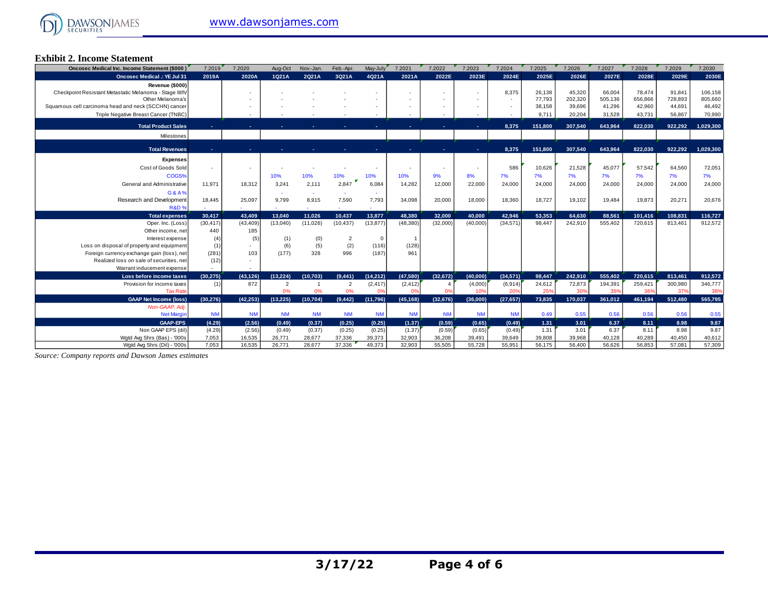## Exhibit 2. Income Statement

| Oncosec Medical Inc. Income Statement ($000) | 7.2019 | 7.2020 | Aug-Oct | Nov.-Jan. | Feb.-Apr. | May-July | 7.2021 | 7.2022 | 7.2023 | 7.2024 | 7.2025 | 7.2026 | 7.2027 | 7.2028 | 7.2029 | 7.2030 |
|---|---|---|---|---|---|---|---|---|---|---|---|---|---|---|---|---|
| **Oncosec Medical.: YE Jul 31** | **2019A** | **2020A** | **1Q21A** | **2Q21A** | **3Q21A** | **4Q21A** | **2021A** | **2022E** | **2023E** | **2024E** | **2025E** | **2026E** | **2027E** | **2028E** | **2029E** | **2030E** |
| **Revenue ($000)** | | | | | | | | | | | | | | | | |
| Checkpoint Resistant Metastatic Melanoma - Stage III/IV | | - | - | - | - | - | - | - | - | 8,375 | 26,138 | 45,320 | 66,004 | 78,474 | 91,841 | 106,158 |
| Other Melanoma's | | - | - | - | - | - | - | - | - | - | 77,793 | 202,320 | 505,136 | 656,866 | 728,893 | 805,660 |
| Squamous cell carcinoma head and neck (SCCHN) cancer | | - | - | - | - | - | - | - | - | - | 38,158 | 39,696 | 41,296 | 42,960 | 44,691 | 46,492 |
| Triple Negative Breast Cancer (TNBC) | | - | - | - | - | - | - | - | - | - | 9,711 | 20,204 | 31,528 | 43,731 | 56,867 | 70,990 |
| **Total Product Sales** | - | - | - | - | - | - | - | - | - | **8,375** | **151,800** | **307,540** | **643,964** | **822,030** | **922,292** | **1,029,300** |
| Milestones | | | | | | | | | | | | | | | | |
| **Total Revenues** | - | - | - | - | - | - | - | - | - | **8,375** | **151,800** | **307,540** | **643,964** | **822,030** | **922,292** | **1,029,300** |
| **Expenses** | | | | | | | | | | | | | | | | |
| Cost of Goods Sold | - | - | - | - | - | - | - | - | - | 586 | 10,626 | 21,528 | 45,077 | 57,542 | 64,560 | 72,051 |
| COGS% | | | 10% | 10% | 10% | 10% | 10% | 9% | 8% | 7% | 7% | 7% | 7% | 7% | 7% | 7% |
| General and Administrative | 11,971 | 18,312 | 3,241 | 2,111 | 2,847 | 6,084 | 14,282 | 12,000 | 22,000 | 24,000 | 24,000 | 24,000 | 24,000 | 24,000 | 24,000 | 24,000 |
| G&A% | | | - | - | - | - | | | | | | | | | | |
| Research and Development | 18,445 | 25,097 | 9,799 | 8,915 | 7,590 | 7,793 | 34,098 | 20,000 | 18,000 | 18,360 | 18,727 | 19,102 | 19,484 | 19,873 | 20,271 | 20,676 |
| R&D % | - | - | - | - | - | - | | | | | | | | | | |
| **Total expenses** | **30,417** | **43,409** | **13,040** | **11,026** | **10,437** | **13,877** | **48,380** | **32,000** | **40,000** | **42,946** | **53,353** | **64,630** | **88,561** | **101,416** | **108,831** | **116,727** |
| Oper. Inc. (Loss) | (30,417) | (43,409) | (13,040) | (11,026) | (10,437) | (13,877) | (48,380) | (32,000) | (40,000) | (34,571) | 98,447 | 242,910 | 555,402 | 720,615 | 813,461 | 912,572 |
| Other income, net | 440 | 185 | | | | | | | | | | | | | | |
| Interest expense | (4) | (5) | (1) | (0) | 2 | 0 | 1 | | | | | | | | | |
| Loss on disposal of property and equipment | (1) | - | (6) | (5) | (2) | (116) | (128) | | | | | | | | | |
| Foreign currency exchange gain (loss), net | (281) | 103 | (177) | 328 | 996 | (187) | 961 | | | | | | | | | |
| Realized loss on sale of securities, net | (12) | - | | | | | | | | | | | | | | |
| Warrant inducement expense | - | - | | | | | | | | | | | | | | |
| **Loss before income taxes** | **(30,275)** | **(43,126)** | **(13,224)** | **(10,703)** | **(9,441)** | **(14,212)** | **(47,580)** | **(32,672)** | **(40,000)** | **(34,571)** | **98,447** | **242,910** | **555,402** | **720,615** | **813,461** | **912,572** |
| Provision for income taxes | (1) | 872 | 2 | 1 | 2 | (2,417) | (2,412) | 4 | (4,000) | (6,914) | 24,612 | 72,873 | 194,391 | 259,421 | 300,980 | 346,777 |
| Tax Rate | | | 0% | 0% | 0% | 0% | 0% | 0% | 10% | 20% | 25% | 30% | 35% | 36% | 37% | 38% |
| **GAAP Net Income (loss)** | **(30,276)** | **(42,253)** | **(13,225)** | **(10,704)** | **(9,442)** | **(11,796)** | **(45,168)** | **(32,676)** | **(36,000)** | **(27,657)** | **73,835** | **170,037** | **361,012** | **461,194** | **512,480** | **565,795** |
| *Non-GAAP, Adj.* | | | | | | | | | | | | | | | | |
| Net Margin | NM | NM | NM | NM | NM | NM | NM | NM | NM | NM | 0.49 | 0.55 | 0.56 | 0.56 | 0.56 | 0.55 |
| **GAAP-EPS** | **(4.29)** | **(2.56)** | **(0.49)** | **(0.37)** | **(0.25)** | **(0.25)** | **(1.37)** | **(0.59)** | **(0.65)** | **(0.49)** | **1.31** | **3.01** | **6.37** | **8.11** | **8.98** | **9.87** |
| Non GAAP EPS (dil) | (4.29) | (2.56) | (0.49) | (0.37) | (0.25) | (0.25) | (1.37) | (0.59) | (0.65) | (0.49) | 1.31 | 3.01 | 6.37 | 8.11 | 8.98 | 9.87 |
| Wgtd Avg Shrs (Bas) - '000s | 7,053 | 16,535 | 26,771 | 28,677 | 37,336 | 39,373 | 32,903 | 36,208 | 39,491 | 39,649 | 39,808 | 39,968 | 40,128 | 40,289 | 40,450 | 40,612 |
| Wgtd Avg Shrs (Dil) - '000s | 7,053 | 16,535 | 26,771 | 28,677 | 37,336 | 49,373 | 32,903 | 55,505 | 55,728 | 55,951 | 56,175 | 56,400 | 56,626 | 56,853 | 57,081 | 57,309 |

*Source: Company reports and Dawson James estimates*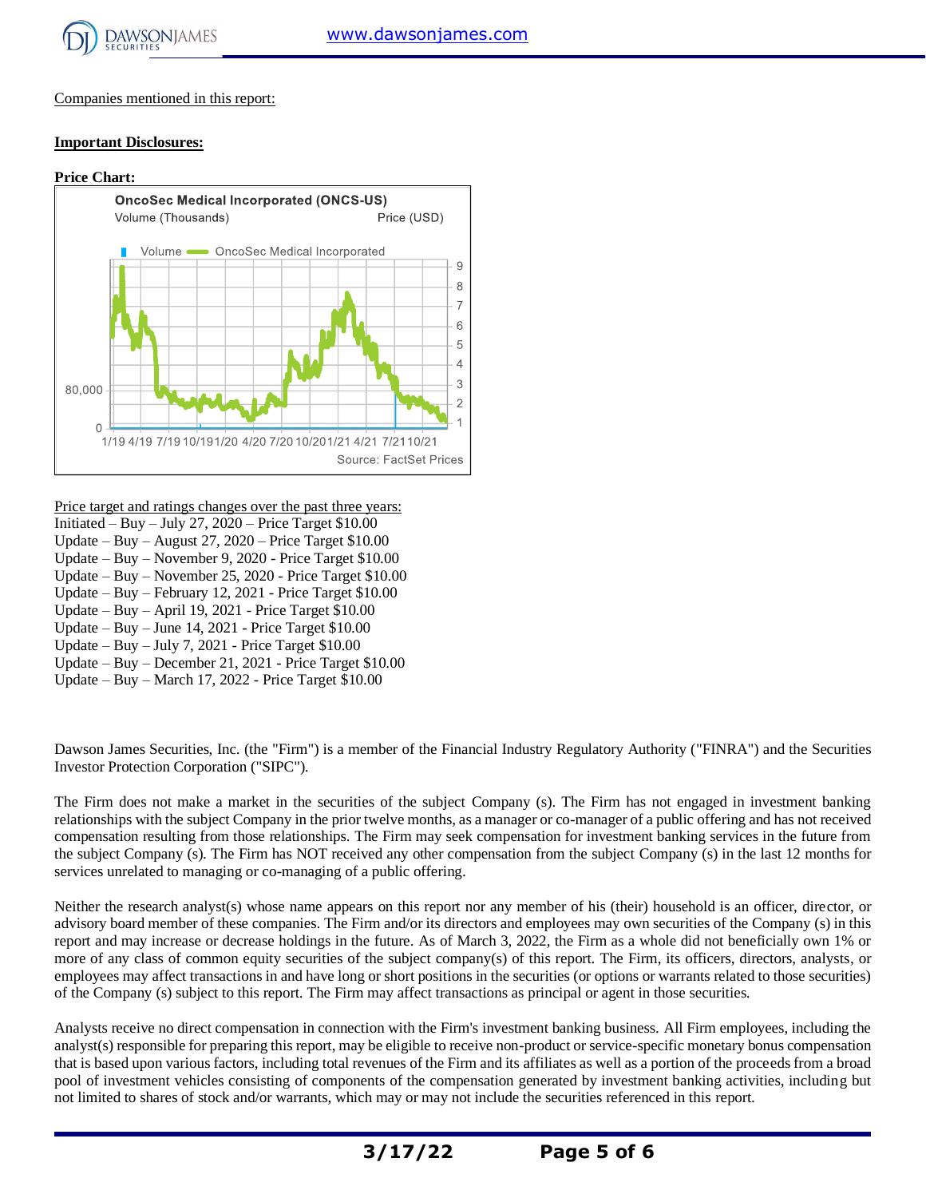Companies mentioned in this report:

**Important Disclosures:**

**Price Chart:**

Price target and ratings changes over the past three years:

Initiated – Buy – July 27, 2020 – Price Target $10.00
Update – Buy – August 27, 2020 – Price Target $10.00
Update – Buy – November 9, 2020 - Price Target $10.00
Update – Buy – November 25, 2020 - Price Target $10.00
Update – Buy – February 12, 2021 - Price Target $10.00
Update – Buy – April 19, 2021 - Price Target $10.00
Update – Buy – June 14, 2021 - Price Target $10.00
Update – Buy – July 7, 2021 - Price Target $10.00
Update – Buy – December 21, 2021 - Price Target $10.00
Update – Buy – March 17, 2022 - Price Target $10.00

Dawson James Securities, Inc. (the "Firm") is a member of the Financial Industry Regulatory Authority ("FINRA") and the Securities Investor Protection Corporation ("SIPC").

The Firm does not make a market in the securities of the subject Company (s). The Firm has not engaged in investment banking relationships with the subject Company in the prior twelve months, as a manager or co-manager of a public offering and has not received compensation resulting from those relationships. The Firm may seek compensation for investment banking services in the future from the subject Company (s). The Firm has NOT received any other compensation from the subject Company (s) in the last 12 months for services unrelated to managing or co-managing of a public offering.

Neither the research analyst(s) whose name appears on this report nor any member of his (their) household is an officer, director, or advisory board member of these companies. The Firm and/or its directors and employees may own securities of the Company (s) in this report and may increase or decrease holdings in the future. As of March 3, 2022, the Firm as a whole did not beneficially own 1% or more of any class of common equity securities of the subject company(s) of this report. The Firm, its officers, directors, analysts, or employees may affect transactions in and have long or short positions in the securities (or options or warrants related to those securities) of the Company (s) subject to this report. The Firm may affect transactions as principal or agent in those securities.

Analysts receive no direct compensation in connection with the Firm's investment banking business. All Firm employees, including the analyst(s) responsible for preparing this report, may be eligible to receive non-product or service-specific monetary bonus compensation that is based upon various factors, including total revenues of the Firm and its affiliates as well as a portion of the proceeds from a broad pool of investment vehicles consisting of components of the compensation generated by investment banking activities, including but not limited to shares of stock and/or warrants, which may or may not include the securities referenced in this report.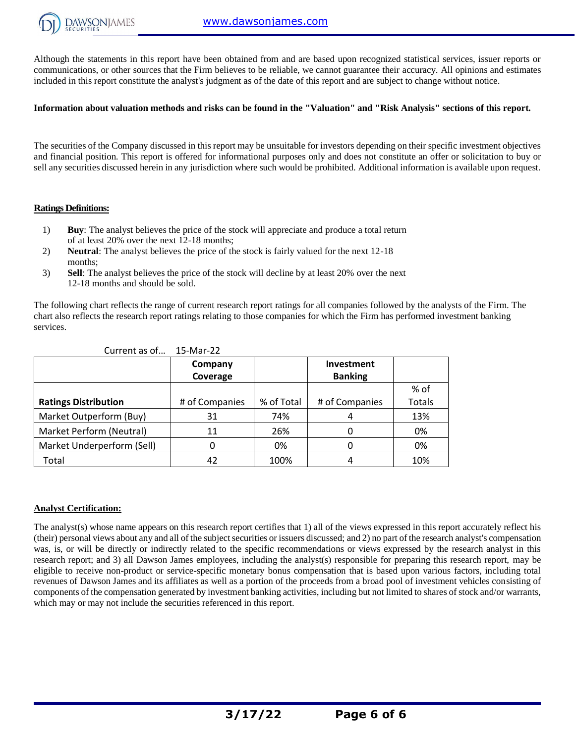Although the statements in this report have been obtained from and are based upon recognized statistical services, issuer reports or communications, or other sources that the Firm believes to be reliable, we cannot guarantee their accuracy. All opinions and estimates included in this report constitute the analyst's judgment as of the date of this report and are subject to change without notice.

**Information about valuation methods and risks can be found in the "Valuation" and "Risk Analysis" sections of this report.**

The securities of the Company discussed in this report may be unsuitable for investors depending on their specific investment objectives and financial position. This report is offered for informational purposes only and does not constitute an offer or solicitation to buy or sell any securities discussed herein in any jurisdiction where such would be prohibited. Additional information is available upon request.

**Ratings Definitions:**

1) **Buy**: The analyst believes the price of the stock will appreciate and produce a total return of at least 20% over the next 12-18 months;
2) **Neutral**: The analyst believes the price of the stock is fairly valued for the next 12-18 months;
3) **Sell**: The analyst believes the price of the stock will decline by at least 20% over the next 12-18 months and should be sold.

The following chart reflects the range of current research report ratings for all companies followed by the analysts of the Firm. The chart also reflects the research report ratings relating to those companies for which the Firm has performed investment banking services.

Current as of... 15-Mar-22

| | Company Coverage | | Investment Banking | |
|---|---|---|---|---|
| **Ratings Distribution** | # of Companies | % of Total | # of Companies | % of Totals |
| Market Outperform (Buy) | 31 | 74% | 4 | 13% |
| Market Perform (Neutral) | 11 | 26% | 0 | 0% |
| Market Underperform (Sell) | 0 | 0% | 0 | 0% |
| Total | 42 | 100% | 4 | 10% |

**Analyst Certification:**

The analyst(s) whose name appears on this research report certifies that 1) all of the views expressed in this report accurately reflect his (their) personal views about any and all of the subject securities or issuers discussed; and 2) no part of the research analyst's compensation was, is, or will be directly or indirectly related to the specific recommendations or views expressed by the research analyst in this research report; and 3) all Dawson James employees, including the analyst(s) responsible for preparing this research report, may be eligible to receive non-product or service-specific monetary bonus compensation that is based upon various factors, including total revenues of Dawson James and its affiliates as well as a portion of the proceeds from a broad pool of investment vehicles consisting of components of the compensation generated by investment banking activities, including but not limited to shares of stock and/or warrants, which may or may not include the securities referenced in this report.